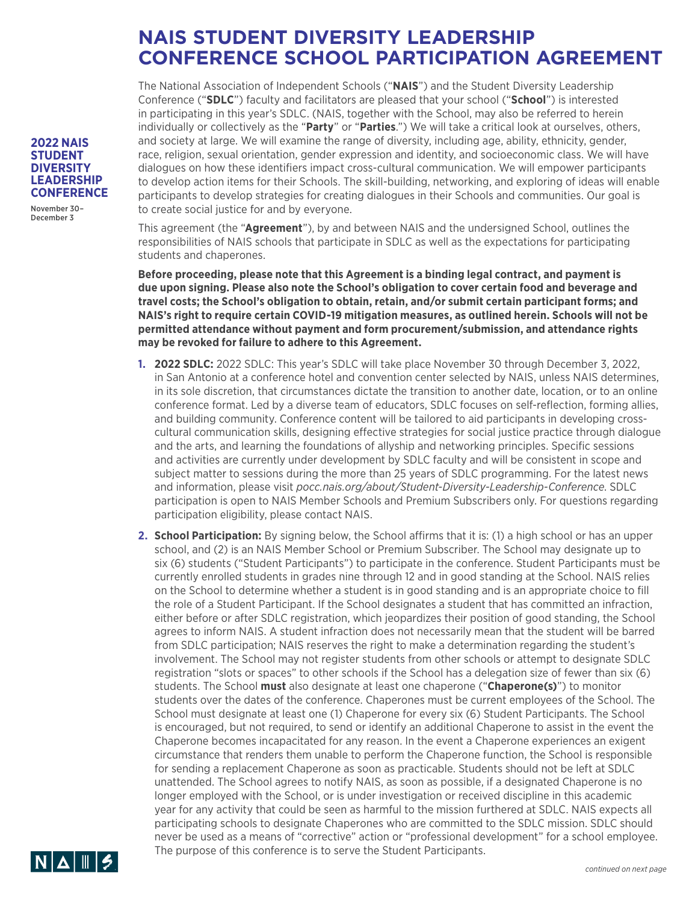# NAIS STUDENT DIVERSITY LEADERSHIP CONFERENCE SCHOOL PARTICIPATION AGREEMENT

**2022 NAIS STUDENT DIVERSITY LEADERSHIP CONFERENCE**

November 30–December 3

The National Association of Independent Schools ("**NAIS**") and the Student Diversity Leadership Conference ("**SDLC**") faculty and facilitators are pleased that your school ("**School**") is interested in participating in this year's SDLC. (NAIS, together with the School, may also be referred to herein individually or collectively as the "**Party**" or "**Parties**.") We will take a critical look at ourselves, others, and society at large. We will examine the range of diversity, including age, ability, ethnicity, gender, race, religion, sexual orientation, gender expression and identity, and socioeconomic class. We will have dialogues on how these identifiers impact cross-cultural communication. We will empower participants to develop action items for their Schools. The skill-building, networking, and exploring of ideas will enable participants to develop strategies for creating dialogues in their Schools and communities. Our goal is to create social justice for and by everyone.

This agreement (the "**Agreement**"), by and between NAIS and the undersigned School, outlines the responsibilities of NAIS schools that participate in SDLC as well as the expectations for participating students and chaperones.

**Before proceeding, please note that this Agreement is a binding legal contract, and payment is due upon signing. Please also note the School's obligation to cover certain food and beverage and travel costs; the School's obligation to obtain, retain, and/or submit certain participant forms; and NAIS's right to require certain COVID-19 mitigation measures, as outlined herein. Schools will not be permitted attendance without payment and form procurement/submission, and attendance rights may be revoked for failure to adhere to this Agreement.**

1. **2022 SDLC:** 2022 SDLC: This year's SDLC will take place November 30 through December 3, 2022, in San Antonio at a conference hotel and convention center selected by NAIS, unless NAIS determines, in its sole discretion, that circumstances dictate the transition to another date, location, or to an online conference format. Led by a diverse team of educators, SDLC focuses on self-reflection, forming allies, and building community. Conference content will be tailored to aid participants in developing cross-cultural communication skills, designing effective strategies for social justice practice through dialogue and the arts, and learning the foundations of allyship and networking principles. Specific sessions and activities are currently under development by SDLC faculty and will be consistent in scope and subject matter to sessions during the more than 25 years of SDLC programming. For the latest news and information, please visit *pocc.nais.org/about/Student-Diversity-Leadership-Conference*. SDLC participation is open to NAIS Member Schools and Premium Subscribers only. For questions regarding participation eligibility, please contact NAIS.

2. **School Participation:** By signing below, the School affirms that it is: (1) a high school or has an upper school, and (2) is an NAIS Member School or Premium Subscriber. The School may designate up to six (6) students ("Student Participants") to participate in the conference. Student Participants must be currently enrolled students in grades nine through 12 and in good standing at the School. NAIS relies on the School to determine whether a student is in good standing and is an appropriate choice to fill the role of a Student Participant. If the School designates a student that has committed an infraction, either before or after SDLC registration, which jeopardizes their position of good standing, the School agrees to inform NAIS. A student infraction does not necessarily mean that the student will be barred from SDLC participation; NAIS reserves the right to make a determination regarding the student's involvement. The School may not register students from other schools or attempt to designate SDLC registration "slots or spaces" to other schools if the School has a delegation size of fewer than six (6) students. The School **must** also designate at least one chaperone ("**Chaperone(s)**") to monitor students over the dates of the conference. Chaperones must be current employees of the School. The School must designate at least one (1) Chaperone for every six (6) Student Participants. The School is encouraged, but not required, to send or identify an additional Chaperone to assist in the event the Chaperone becomes incapacitated for any reason. In the event a Chaperone experiences an exigent circumstance that renders them unable to perform the Chaperone function, the School is responsible for sending a replacement Chaperone as soon as practicable. Students should not be left at SDLC unattended. The School agrees to notify NAIS, as soon as possible, if a designated Chaperone is no longer employed with the School, or is under investigation or received discipline in this academic year for any activity that could be seen as harmful to the mission furthered at SDLC. NAIS expects all participating schools to designate Chaperones who are committed to the SDLC mission. SDLC should never be used as a means of "corrective" action or "professional development" for a school employee. The purpose of this conference is to serve the Student Participants.

*continued on next page*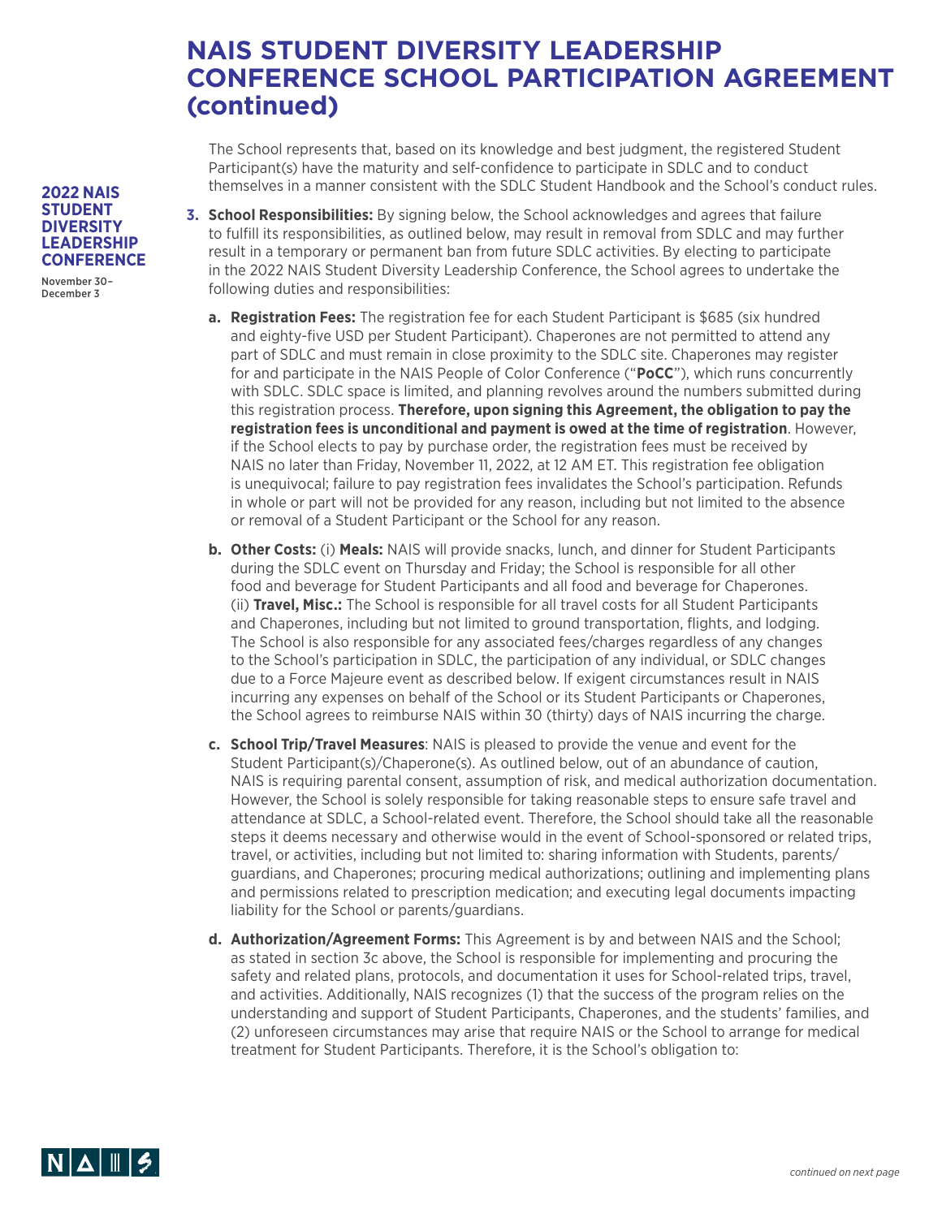# NAIS STUDENT DIVERSITY LEADERSHIP CONFERENCE SCHOOL PARTICIPATION AGREEMENT (continued)

The School represents that, based on its knowledge and best judgment, the registered Student Participant(s) have the maturity and self-confidence to participate in SDLC and to conduct themselves in a manner consistent with the SDLC Student Handbook and the School's conduct rules.

3. **School Responsibilities:** By signing below, the School acknowledges and agrees that failure to fulfill its responsibilities, as outlined below, may result in removal from SDLC and may further result in a temporary or permanent ban from future SDLC activities. By electing to participate in the 2022 NAIS Student Diversity Leadership Conference, the School agrees to undertake the following duties and responsibilities:

   a. **Registration Fees:** The registration fee for each Student Participant is $685 (six hundred and eighty-five USD per Student Participant). Chaperones are not permitted to attend any part of SDLC and must remain in close proximity to the SDLC site. Chaperones may register for and participate in the NAIS People of Color Conference ("**PoCC**"), which runs concurrently with SDLC. SDLC space is limited, and planning revolves around the numbers submitted during this registration process. **Therefore, upon signing this Agreement, the obligation to pay the registration fees is unconditional and payment is owed at the time of registration**. However, if the School elects to pay by purchase order, the registration fees must be received by NAIS no later than Friday, November 11, 2022, at 12 AM ET. This registration fee obligation is unequivocal; failure to pay registration fees invalidates the School's participation. Refunds in whole or part will not be provided for any reason, including but not limited to the absence or removal of a Student Participant or the School for any reason.

   b. **Other Costs:** (i) **Meals:** NAIS will provide snacks, lunch, and dinner for Student Participants during the SDLC event on Thursday and Friday; the School is responsible for all other food and beverage for Student Participants and all food and beverage for Chaperones. (ii) **Travel, Misc.:** The School is responsible for all travel costs for all Student Participants and Chaperones, including but not limited to ground transportation, flights, and lodging. The School is also responsible for any associated fees/charges regardless of any changes to the School's participation in SDLC, the participation of any individual, or SDLC changes due to a Force Majeure event as described below. If exigent circumstances result in NAIS incurring any expenses on behalf of the School or its Student Participants or Chaperones, the School agrees to reimburse NAIS within 30 (thirty) days of NAIS incurring the charge.

   c. **School Trip/Travel Measures**: NAIS is pleased to provide the venue and event for the Student Participant(s)/Chaperone(s). As outlined below, out of an abundance of caution, NAIS is requiring parental consent, assumption of risk, and medical authorization documentation. However, the School is solely responsible for taking reasonable steps to ensure safe travel and attendance at SDLC, a School-related event. Therefore, the School should take all the reasonable steps it deems necessary and otherwise would in the event of School-sponsored or related trips, travel, or activities, including but not limited to: sharing information with Students, parents/guardians, and Chaperones; procuring medical authorizations; outlining and implementing plans and permissions related to prescription medication; and executing legal documents impacting liability for the School or parents/guardians.

   d. **Authorization/Agreement Forms:** This Agreement is by and between NAIS and the School; as stated in section 3c above, the School is responsible for implementing and procuring the safety and related plans, protocols, and documentation it uses for School-related trips, travel, and activities. Additionally, NAIS recognizes (1) that the success of the program relies on the understanding and support of Student Participants, Chaperones, and the students' families, and (2) unforeseen circumstances may arise that require NAIS or the School to arrange for medical treatment for Student Participants. Therefore, it is the School's obligation to: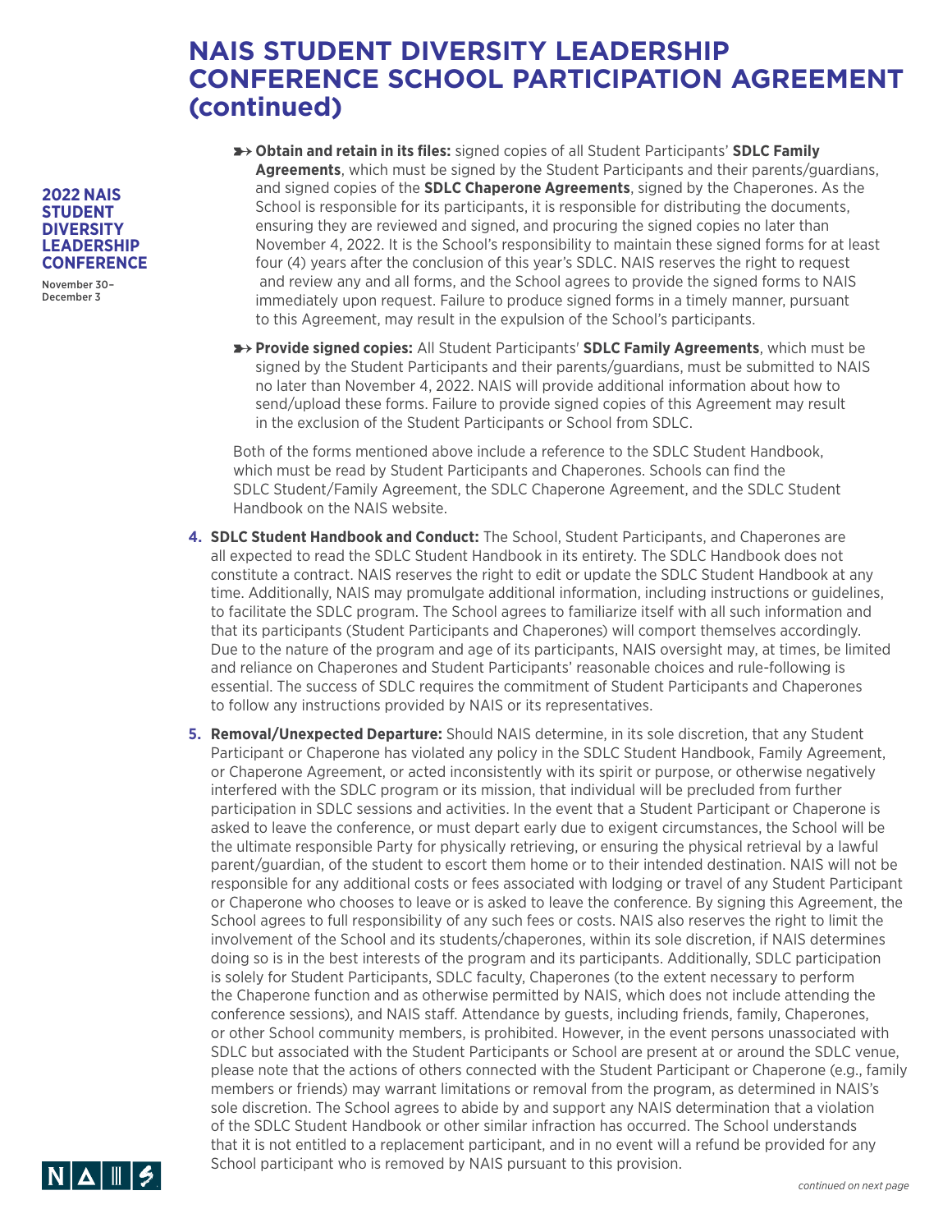# NAIS STUDENT DIVERSITY LEADERSHIP CONFERENCE SCHOOL PARTICIPATION AGREEMENT (continued)

- **Obtain and retain in its files:** signed copies of all Student Participants' **SDLC Family Agreements**, which must be signed by the Student Participants and their parents/guardians, and signed copies of the **SDLC Chaperone Agreements**, signed by the Chaperones. As the School is responsible for its participants, it is responsible for distributing the documents, ensuring they are reviewed and signed, and procuring the signed copies no later than November 4, 2022. It is the School's responsibility to maintain these signed forms for at least four (4) years after the conclusion of this year's SDLC. NAIS reserves the right to request and review any and all forms, and the School agrees to provide the signed forms to NAIS immediately upon request. Failure to produce signed forms in a timely manner, pursuant to this Agreement, may result in the expulsion of the School's participants.
- **Provide signed copies:** All Student Participants' **SDLC Family Agreements**, which must be signed by the Student Participants and their parents/guardians, must be submitted to NAIS no later than November 4, 2022. NAIS will provide additional information about how to send/upload these forms. Failure to provide signed copies of this Agreement may result in the exclusion of the Student Participants or School from SDLC.

Both of the forms mentioned above include a reference to the SDLC Student Handbook, which must be read by Student Participants and Chaperones. Schools can find the SDLC Student/Family Agreement, the SDLC Chaperone Agreement, and the SDLC Student Handbook on the NAIS website.

4. **SDLC Student Handbook and Conduct:** The School, Student Participants, and Chaperones are all expected to read the SDLC Student Handbook in its entirety. The SDLC Handbook does not constitute a contract. NAIS reserves the right to edit or update the SDLC Student Handbook at any time. Additionally, NAIS may promulgate additional information, including instructions or guidelines, to facilitate the SDLC program. The School agrees to familiarize itself with all such information and that its participants (Student Participants and Chaperones) will comport themselves accordingly. Due to the nature of the program and age of its participants, NAIS oversight may, at times, be limited and reliance on Chaperones and Student Participants' reasonable choices and rule-following is essential. The success of SDLC requires the commitment of Student Participants and Chaperones to follow any instructions provided by NAIS or its representatives.

5. **Removal/Unexpected Departure:** Should NAIS determine, in its sole discretion, that any Student Participant or Chaperone has violated any policy in the SDLC Student Handbook, Family Agreement, or Chaperone Agreement, or acted inconsistently with its spirit or purpose, or otherwise negatively interfered with the SDLC program or its mission, that individual will be precluded from further participation in SDLC sessions and activities. In the event that a Student Participant or Chaperone is asked to leave the conference, or must depart early due to exigent circumstances, the School will be the ultimate responsible Party for physically retrieving, or ensuring the physical retrieval by a lawful parent/guardian, of the student to escort them home or to their intended destination. NAIS will not be responsible for any additional costs or fees associated with lodging or travel of any Student Participant or Chaperone who chooses to leave or is asked to leave the conference. By signing this Agreement, the School agrees to full responsibility of any such fees or costs. NAIS also reserves the right to limit the involvement of the School and its students/chaperones, within its sole discretion, if NAIS determines doing so is in the best interests of the program and its participants. Additionally, SDLC participation is solely for Student Participants, SDLC faculty, Chaperones (to the extent necessary to perform the Chaperone function and as otherwise permitted by NAIS, which does not include attending the conference sessions), and NAIS staff. Attendance by guests, including friends, family, Chaperones, or other School community members, is prohibited. However, in the event persons unassociated with SDLC but associated with the Student Participants or School are present at or around the SDLC venue, please note that the actions of others connected with the Student Participant or Chaperone (e.g., family members or friends) may warrant limitations or removal from the program, as determined in NAIS's sole discretion. The School agrees to abide by and support any NAIS determination that a violation of the SDLC Student Handbook or other similar infraction has occurred. The School understands that it is not entitled to a replacement participant, and in no event will a refund be provided for any School participant who is removed by NAIS pursuant to this provision.

*continued on next page*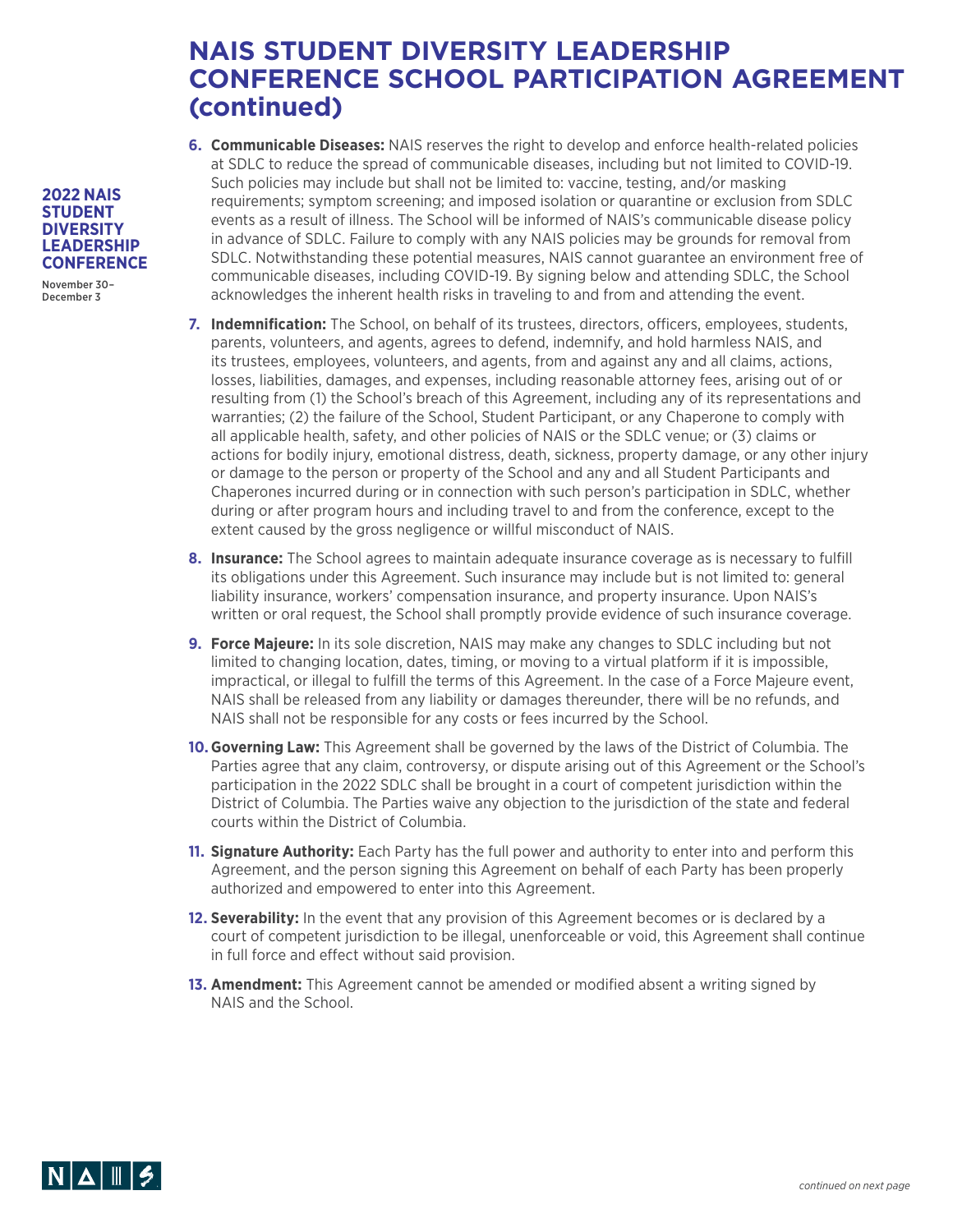# NAIS STUDENT DIVERSITY LEADERSHIP CONFERENCE SCHOOL PARTICIPATION AGREEMENT (continued)

6. **Communicable Diseases:** NAIS reserves the right to develop and enforce health-related policies at SDLC to reduce the spread of communicable diseases, including but not limited to COVID-19. Such policies may include but shall not be limited to: vaccine, testing, and/or masking requirements; symptom screening; and imposed isolation or quarantine or exclusion from SDLC events as a result of illness. The School will be informed of NAIS's communicable disease policy in advance of SDLC. Failure to comply with any NAIS policies may be grounds for removal from SDLC. Notwithstanding these potential measures, NAIS cannot guarantee an environment free of communicable diseases, including COVID-19. By signing below and attending SDLC, the School acknowledges the inherent health risks in traveling to and from and attending the event.

7. **Indemnification:** The School, on behalf of its trustees, directors, officers, employees, students, parents, volunteers, and agents, agrees to defend, indemnify, and hold harmless NAIS, and its trustees, employees, volunteers, and agents, from and against any and all claims, actions, losses, liabilities, damages, and expenses, including reasonable attorney fees, arising out of or resulting from (1) the School's breach of this Agreement, including any of its representations and warranties; (2) the failure of the School, Student Participant, or any Chaperone to comply with all applicable health, safety, and other policies of NAIS or the SDLC venue; or (3) claims or actions for bodily injury, emotional distress, death, sickness, property damage, or any other injury or damage to the person or property of the School and any and all Student Participants and Chaperones incurred during or in connection with such person's participation in SDLC, whether during or after program hours and including travel to and from the conference, except to the extent caused by the gross negligence or willful misconduct of NAIS.

8. **Insurance:** The School agrees to maintain adequate insurance coverage as is necessary to fulfill its obligations under this Agreement. Such insurance may include but is not limited to: general liability insurance, workers' compensation insurance, and property insurance. Upon NAIS's written or oral request, the School shall promptly provide evidence of such insurance coverage.

9. **Force Majeure:** In its sole discretion, NAIS may make any changes to SDLC including but not limited to changing location, dates, timing, or moving to a virtual platform if it is impossible, impractical, or illegal to fulfill the terms of this Agreement. In the case of a Force Majeure event, NAIS shall be released from any liability or damages thereunder, there will be no refunds, and NAIS shall not be responsible for any costs or fees incurred by the School.

10. **Governing Law:** This Agreement shall be governed by the laws of the District of Columbia. The Parties agree that any claim, controversy, or dispute arising out of this Agreement or the School's participation in the 2022 SDLC shall be brought in a court of competent jurisdiction within the District of Columbia. The Parties waive any objection to the jurisdiction of the state and federal courts within the District of Columbia.

11. **Signature Authority:** Each Party has the full power and authority to enter into and perform this Agreement, and the person signing this Agreement on behalf of each Party has been properly authorized and empowered to enter into this Agreement.

12. **Severability:** In the event that any provision of this Agreement becomes or is declared by a court of competent jurisdiction to be illegal, unenforceable or void, this Agreement shall continue in full force and effect without said provision.

13. **Amendment:** This Agreement cannot be amended or modified absent a writing signed by NAIS and the School.

*continued on next page*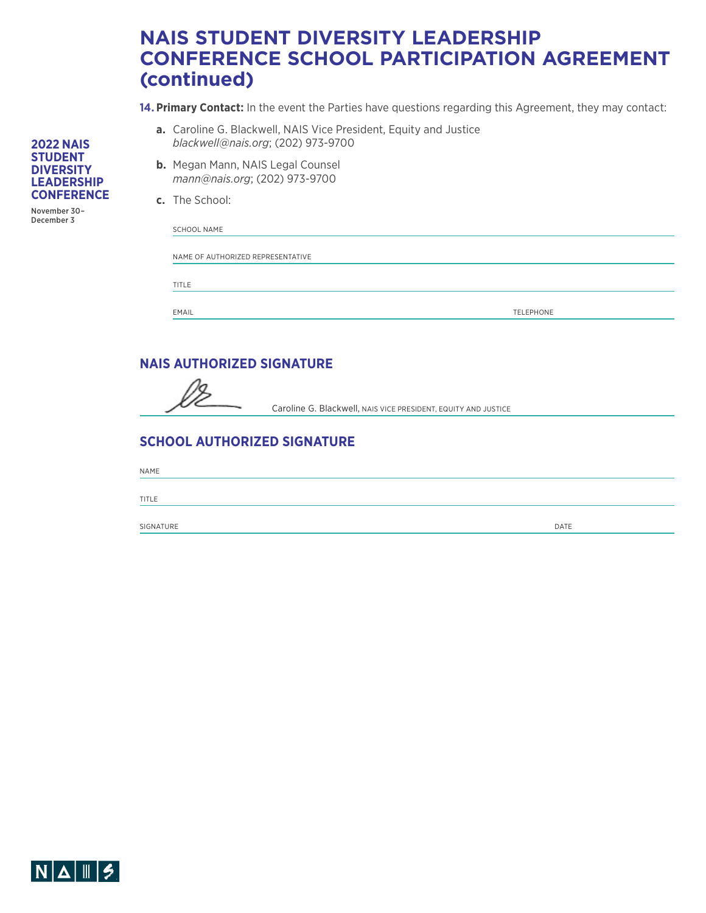# NAIS STUDENT DIVERSITY LEADERSHIP CONFERENCE SCHOOL PARTICIPATION AGREEMENT (continued)

**2022 NAIS STUDENT DIVERSITY LEADERSHIP CONFERENCE**

November 30–December 3

**14. Primary Contact:** In the event the Parties have questions regarding this Agreement, they may contact:

**a.** Caroline G. Blackwell, NAIS Vice President, Equity and Justice
*blackwell@nais.org*; (202) 973-9700

**b.** Megan Mann, NAIS Legal Counsel
*mann@nais.org*; (202) 973-9700

**c.** The School:

SCHOOL NAME

NAME OF AUTHORIZED REPRESENTATIVE

TITLE

EMAIL TELEPHONE

## NAIS AUTHORIZED SIGNATURE

Caroline G. Blackwell, NAIS VICE PRESIDENT, EQUITY AND JUSTICE

## SCHOOL AUTHORIZED SIGNATURE

NAME

TITLE

SIGNATURE DATE